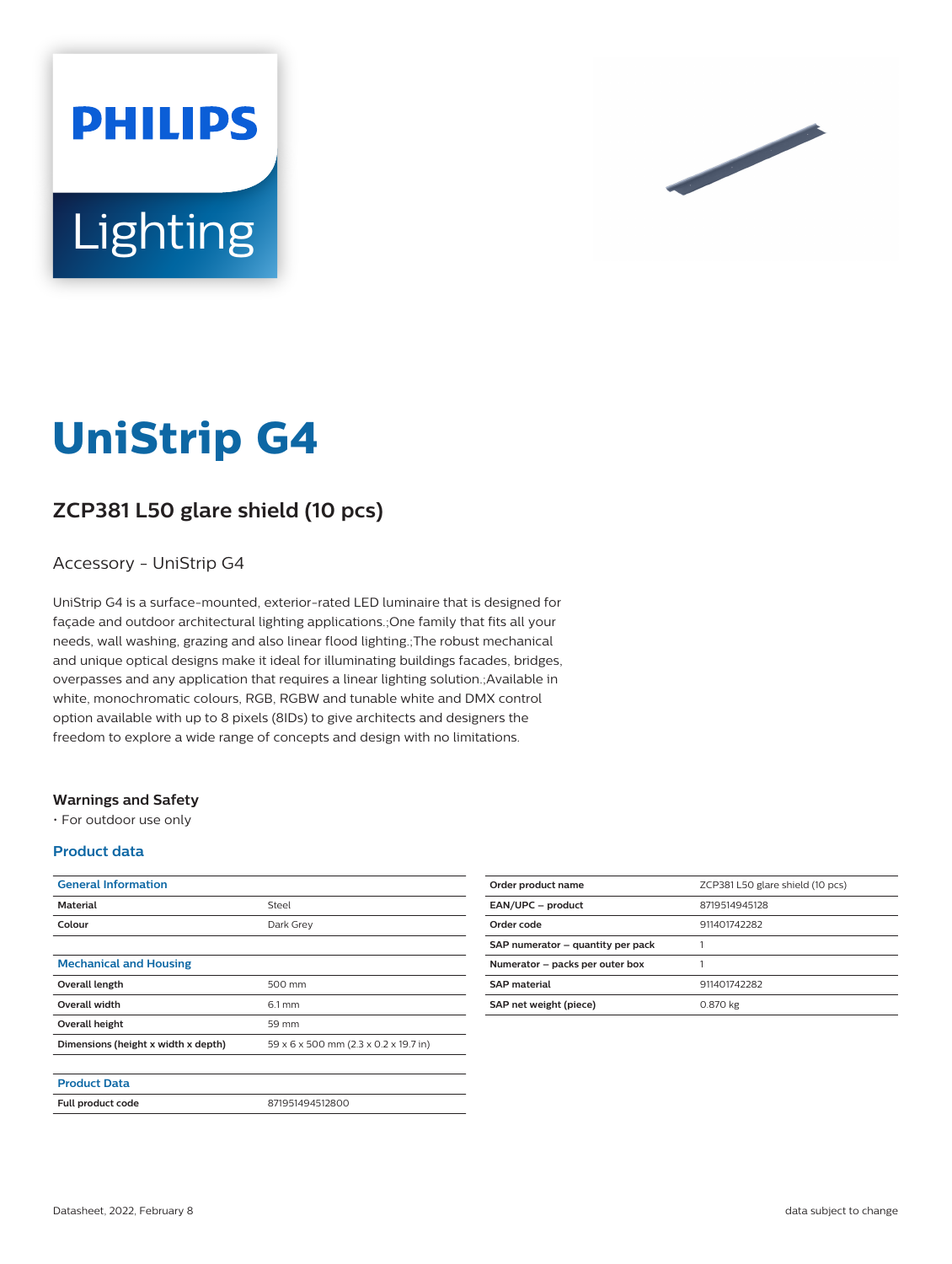# UniStrip G4

## ZCP381 L50 glare shield (10 pcs)

Accessory - UniStrip G4

UniStrip G4 is a surface-mounted, exterior-rated LED luminaire that is designed for façade and outdoor architectural lighting applications.;One family that fits all your needs, wall washing, grazing and also linear flood lighting.;The robust mechanical and unique optical designs make it ideal for illuminating buildings facades, bridges, overpasses and any application that requires a linear lighting solution.;Available in white, monochromatic colours, RGB, RGBW and tunable white and DMX control option available with up to 8 pixels (8IDs) to give architects and designers the freedom to explore a wide range of concepts and design with no limitations.

### Warnings and Safety

- For outdoor use only

### Product data

| General Information | |
|---|---|
| Material | Steel |
| Colour | Dark Grey |

| Mechanical and Housing | |
|---|---|
| Overall length | 500 mm |
| Overall width | 6.1 mm |
| Overall height | 59 mm |
| Dimensions (height x width x depth) | 59 x 6 x 500 mm (2.3 x 0.2 x 19.7 in) |

| Product Data | |
|---|---|
| Full product code | 871951494512800 |

| Order product name | ZCP381 L50 glare shield (10 pcs) |
|---|---|
| EAN/UPC – product | 8719514945128 |
| Order code | 911401742282 |
| SAP numerator – quantity per pack | 1 |
| Numerator – packs per outer box | 1 |
| SAP material | 911401742282 |
| SAP net weight (piece) | 0.870 kg |

Datasheet, 2022, February 8

data subject to change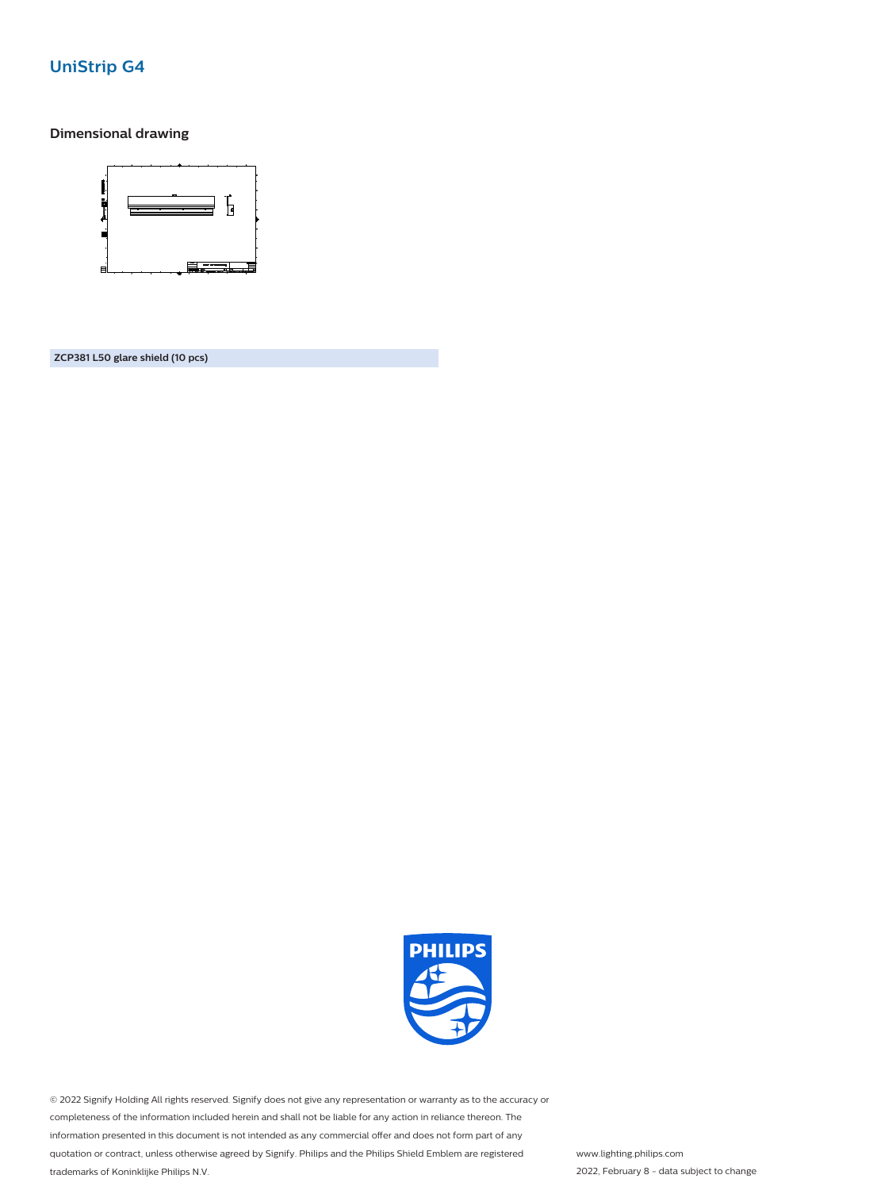## UniStrip G4

### Dimensional drawing

ZCP381 L50 glare shield (10 pcs)

© 2022 Signify Holding All rights reserved. Signify does not give any representation or warranty as to the accuracy or completeness of the information included herein and shall not be liable for any action in reliance thereon. The information presented in this document is not intended as any commercial offer and does not form part of any quotation or contract, unless otherwise agreed by Signify. Philips and the Philips Shield Emblem are registered trademarks of Koninklijke Philips N.V.

www.lighting.philips.com

2022, February 8 - data subject to change